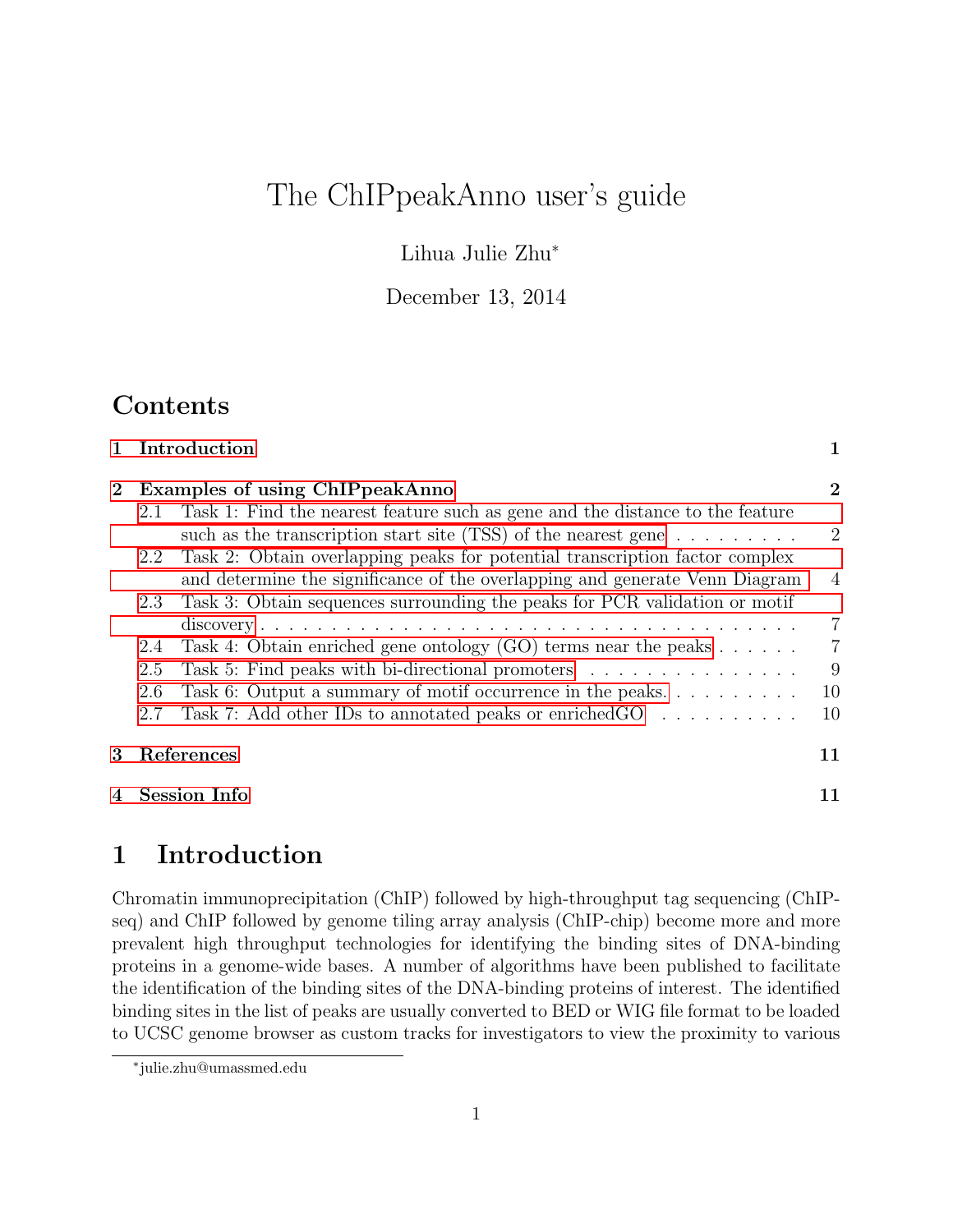# The ChIPpeakAnno user's guide

Lihua Julie Zhu*

December 13, 2014

## Contents

1 Introduction 1

2 Examples of using ChIPpeakAnno 2

- 2.1 Task 1: Find the nearest feature such as gene and the distance to the feature such as the transcription start site (TSS) of the nearest gene 2
- 2.2 Task 2: Obtain overlapping peaks for potential transcription factor complex and determine the significance of the overlapping and generate Venn Diagram 4
- 2.3 Task 3: Obtain sequences surrounding the peaks for PCR validation or motif discovery 7
- 2.4 Task 4: Obtain enriched gene ontology (GO) terms near the peaks 7
- 2.5 Task 5: Find peaks with bi-directional promoters 9
- 2.6 Task 6: Output a summary of motif occurrence in the peaks. 10
- 2.7 Task 7: Add other IDs to annotated peaks or enrichedGO 10

3 References 11

4 Session Info 11

## 1 Introduction

Chromatin immunoprecipitation (ChIP) followed by high-throughput tag sequencing (ChIP-seq) and ChIP followed by genome tiling array analysis (ChIP-chip) become more and more prevalent high throughput technologies for identifying the binding sites of DNA-binding proteins in a genome-wide bases. A number of algorithms have been published to facilitate the identification of the binding sites of the DNA-binding proteins of interest. The identified binding sites in the list of peaks are usually converted to BED or WIG file format to be loaded to UCSC genome browser as custom tracks for investigators to view the proximity to various

*julie.zhu@umassmed.edu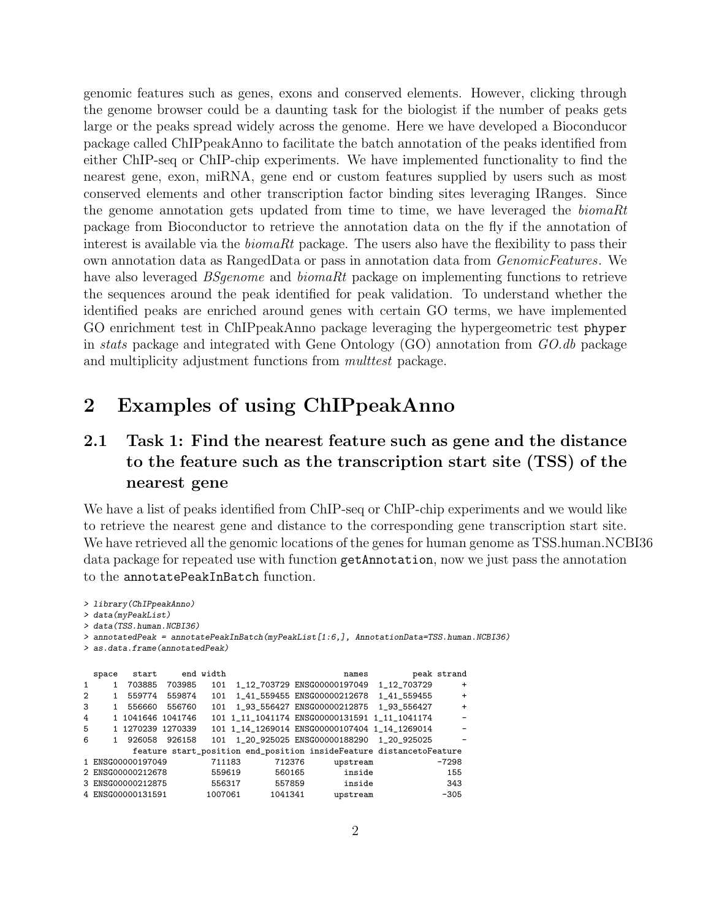genomic features such as genes, exons and conserved elements. However, clicking through the genome browser could be a daunting task for the biologist if the number of peaks gets large or the peaks spread widely across the genome. Here we have developed a Bioconducor package called ChIPpeakAnno to facilitate the batch annotation of the peaks identified from either ChIP-seq or ChIP-chip experiments. We have implemented functionality to find the nearest gene, exon, miRNA, gene end or custom features supplied by users such as most conserved elements and other transcription factor binding sites leveraging IRanges. Since the genome annotation gets updated from time to time, we have leveraged the *biomaRt* package from Bioconductor to retrieve the annotation data on the fly if the annotation of interest is available via the *biomaRt* package. The users also have the flexibility to pass their own annotation data as RangedData or pass in annotation data from *GenomicFeatures*. We have also leveraged *BSgenome* and *biomaRt* package on implementing functions to retrieve the sequences around the peak identified for peak validation. To understand whether the identified peaks are enriched around genes with certain GO terms, we have implemented GO enrichment test in ChIPpeakAnno package leveraging the hypergeometric test `phyper` in *stats* package and integrated with Gene Ontology (GO) annotation from *GO.db* package and multiplicity adjustment functions from *multtest* package.

# 2 Examples of using ChIPpeakAnno

## 2.1 Task 1: Find the nearest feature such as gene and the distance to the feature such as the transcription start site (TSS) of the nearest gene

We have a list of peaks identified from ChIP-seq or ChIP-chip experiments and we would like to retrieve the nearest gene and distance to the corresponding gene transcription start site. We have retrieved all the genomic locations of the genes for human genome as TSS.human.NCBI36 data package for repeated use with function `getAnnotation`, now we just pass the annotation to the `annotatePeakInBatch` function.

```
> library(ChIPpeakAnno)
> data(myPeakList)
> data(TSS.human.NCBI36)
> annotatedPeak = annotatePeakInBatch(myPeakList[1:6,], AnnotationData=TSS.human.NCBI36)
> as.data.frame(annotatedPeak)
```

```
  space   start     end width                         names         peak strand
1     1  703885  703985   101  1_12_703729 ENSG00000197049  1_12_703729      +
2     1  559774  559874   101  1_41_559455 ENSG00000212678  1_41_559455      +
3     1  556660  556760   101  1_93_556427 ENSG00000212875  1_93_556427      +
4     1 1041646 1041746   101 1_11_1041174 ENSG00000131591 1_11_1041174      -
5     1 1270239 1270339   101 1_14_1269014 ENSG00000107404 1_14_1269014      -
6     1  926058  926158   101  1_20_925025 ENSG00000188290  1_20_925025      -
          feature start_position end_position insideFeature distancetoFeature
1 ENSG00000197049         711183       712376      upstream             -7298
2 ENSG00000212678         559619       560165        inside               155
3 ENSG00000212875         556317       557859        inside               343
4 ENSG00000131591        1007061      1041341      upstream              -305
```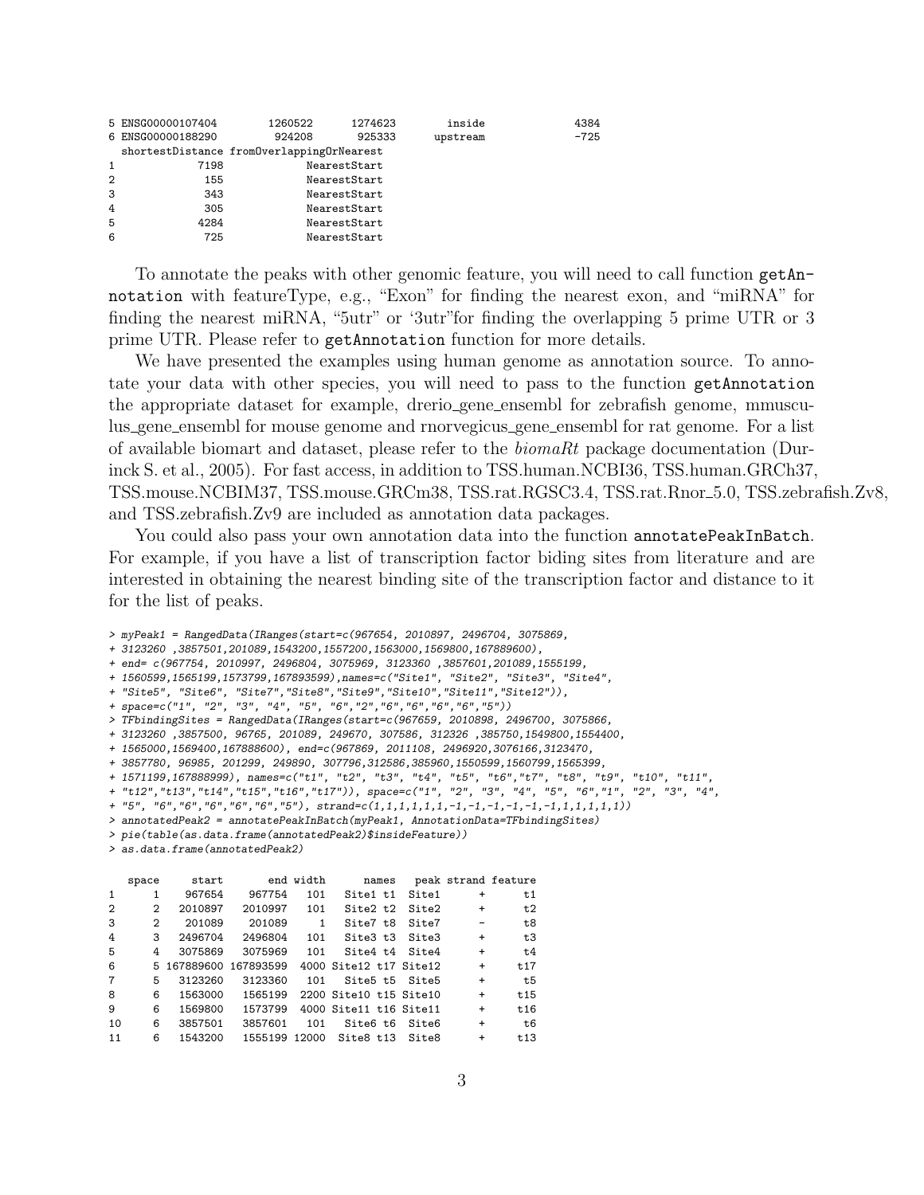```
5 ENSG00000107404        1260522      1274623         inside              4384
6 ENSG00000188290         924208       925333       upstream              -725
  shortestDistance fromOverlappingOrNearest
1             7198             NearestStart
2              155             NearestStart
3              343             NearestStart
4              305             NearestStart
5             4284             NearestStart
6              725             NearestStart
```

To annotate the peaks with other genomic feature, you will need to call function `getAnnotation` with featureType, e.g., "Exon" for finding the nearest exon, and "miRNA" for finding the nearest miRNA, "5utr" or '3utr"for finding the overlapping 5 prime UTR or 3 prime UTR. Please refer to `getAnnotation` function for more details.

We have presented the examples using human genome as annotation source. To annotate your data with other species, you will need to pass to the function `getAnnotation` the appropriate dataset for example, drerio_gene_ensembl for zebrafish genome, mmusculus_gene_ensembl for mouse genome and rnorvegicus_gene_ensembl for rat genome. For a list of available biomart and dataset, please refer to the *biomaRt* package documentation (Durinck S. et al., 2005). For fast access, in addition to TSS.human.NCBI36, TSS.human.GRCh37, TSS.mouse.NCBIM37, TSS.mouse.GRCm38, TSS.rat.RGSC3.4, TSS.rat.Rnor_5.0, TSS.zebrafish.Zv8, and TSS.zebrafish.Zv9 are included as annotation data packages.

You could also pass your own annotation data into the function `annotatePeakInBatch`. For example, if you have a list of transcription factor biding sites from literature and are interested in obtaining the nearest binding site of the transcription factor and distance to it for the list of peaks.

```
> myPeak1 = RangedData(IRanges(start=c(967654, 2010897, 2496704, 3075869,
+ 3123260 ,3857501,201089,1543200,1557200,1563000,1569800,167889600),
+ end= c(967754, 2010997, 2496804, 3075969, 3123360 ,3857601,201089,1555199,
+ 1560599,1565199,1573799,167893599),names=c("Site1", "Site2", "Site3", "Site4",
+ "Site5", "Site6", "Site7","Site8","Site9","Site10","Site11","Site12")),
+ space=c("1", "2", "3", "4", "5", "6","2","6","6","6","6","5"))
> TFbindingSites = RangedData(IRanges(start=c(967659, 2010898, 2496700, 3075866,
+ 3123260 ,3857500, 96765, 201089, 249670, 307586,312326 ,385750,1549800,1554400,
+ 1565000,1569400,167888600), end=c(967869, 2011108, 2496920,3076166,3123470,
+ 3857780, 96985, 201299, 249890, 307796,312586,385960,1550599,1560799,1565399,
+ 1571199,167888999), names=c("t1", "t2", "t3", "t4", "t5", "t6","t7", "t8", "t9", "t10", "t11",
+ "t12","t13","t14","t15","t16","t17")), space=c("1", "2", "3", "4", "5", "6","1", "2", "3", "4",
+ "5", "6","6","6","6","6","5"), strand=c(1,1,1,1,1,1,-1,-1,-1,-1,-1,-1,1,1,1,1,1))
> annotatedPeak2 = annotatePeakInBatch(myPeak1, AnnotationData=TFbindingSites)
> pie(table(as.data.frame(annotatedPeak2)$insideFeature))
> as.data.frame(annotatedPeak2)

   space     start       end width      names   peak strand feature
1      1    967654    967754   101   Site1 t1  Site1      +      t1
2      2   2010897   2010997   101   Site2 t2  Site2      +      t2
3      2    201089    201089     1   Site7 t8  Site7      -      t8
4      3   2496704   2496804   101   Site3 t3  Site3      +      t3
5      4   3075869   3075969   101   Site4 t4  Site4      +      t4
6      5 167889600 167893599  4000 Site12 t17 Site12     +     t17
7      5   3123260   3123360   101   Site5 t5  Site5      +      t5
8      6   1563000   1565199  2200 Site10 t15 Site10     +     t15
9      6   1569800   1573799  4000 Site11 t16 Site11     +     t16
10     6   3857501   3857601   101   Site6 t6  Site6      +      t6
11     6   1543200   1555199 12000  Site8 t13  Site8     +     t13
```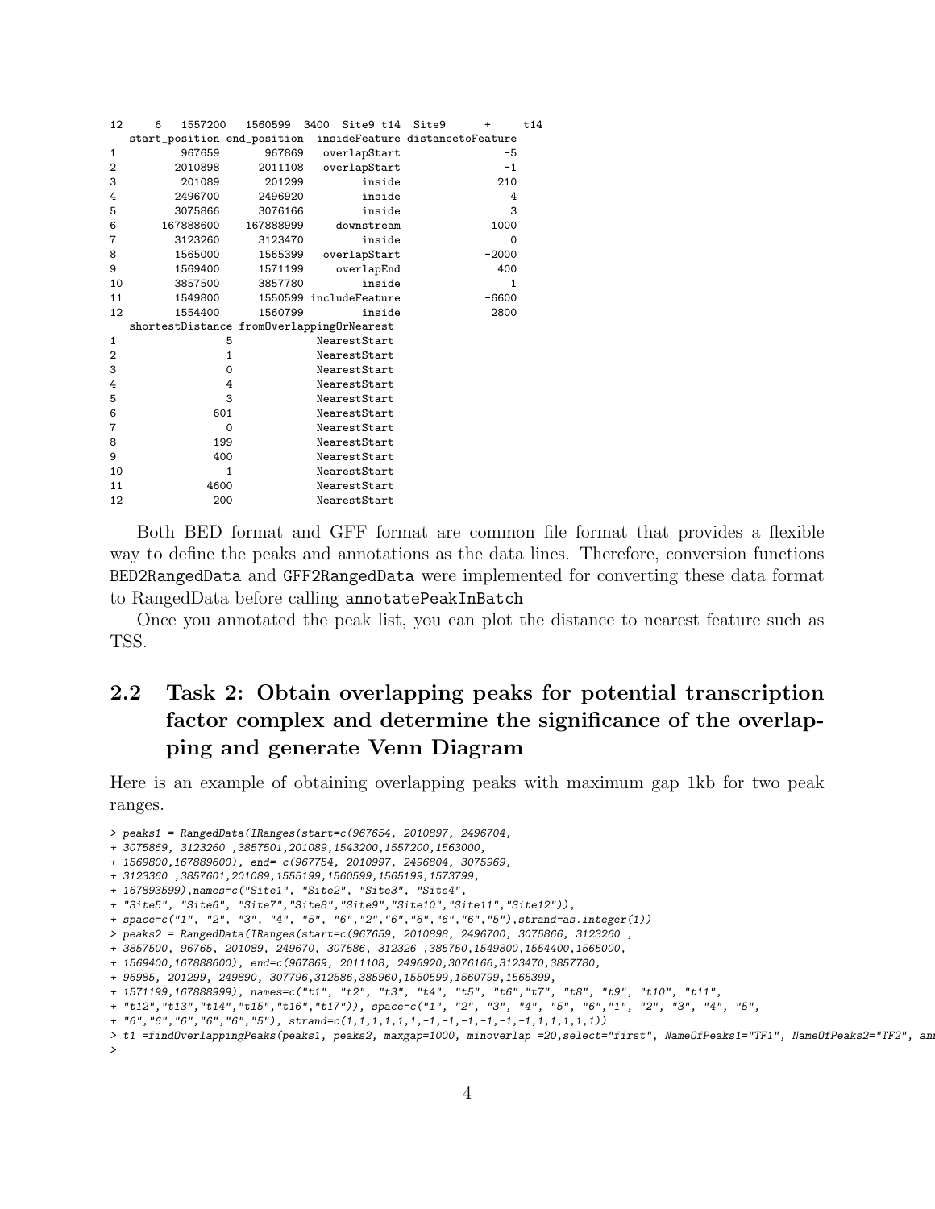```
12     6   1557200   1560599  3400  Site9 t14  Site9      +     t14
   start_position end_position  insideFeature distancetoFeature
1          967659       967869   overlapStart                -5
2         2010898      2011108   overlapStart                -1
3          201089       201299         inside               210
4         2496700      2496920         inside                 4
5         3075866      3076166         inside                 3
6       167888600    167888999     downstream              1000
7         3123260      3123470         inside                 0
8         1565000      1565399   overlapStart             -2000
9         1569400      1571199     overlapEnd               400
10        3857500      3857780         inside                 1
11        1549800      1550599 includeFeature             -6600
12        1554400      1560799         inside              2800
   shortestDistance fromOverlappingOrNearest
1                 5             NearestStart
2                 1             NearestStart
3                 0             NearestStart
4                 4             NearestStart
5                 3             NearestStart
6               601             NearestStart
7                 0             NearestStart
8               199             NearestStart
9               400             NearestStart
10                1             NearestStart
11             4600             NearestStart
12              200             NearestStart
```

Both BED format and GFF format are common file format that provides a flexible way to define the peaks and annotations as the data lines. Therefore, conversion functions BED2RangedData and GFF2RangedData were implemented for converting these data format to RangedData before calling annotatePeakInBatch

Once you annotated the peak list, you can plot the distance to nearest feature such as TSS.

## 2.2 Task 2: Obtain overlapping peaks for potential transcription factor complex and determine the significance of the overlapping and generate Venn Diagram

Here is an example of obtaining overlapping peaks with maximum gap 1kb for two peak ranges.

```
> peaks1 = RangedData(IRanges(start=c(967654, 2010897, 2496704,
+ 3075869, 3123260 ,3857501,201089,1543200,1557200,1563000,
+ 1569800,167889600), end= c(967754, 2010997, 2496804, 3075969,
+ 3123360 ,3857601,201089,1555199,1560599,1565199,1573799,
+ 167893599),names=c("Site1", "Site2", "Site3", "Site4",
+ "Site5", "Site6", "Site7","Site8","Site9","Site10","Site11","Site12")),
+ space=c("1", "2", "3", "4", "5", "6","2","6","6","6","6","5"),strand=as.integer(1))
> peaks2 = RangedData(IRanges(start=c(967659, 2010898, 2496700, 3075866, 3123260 ,
+ 3857500, 96765, 201089, 249670, 307586, 312326 ,385750,1549800,1554400,1565000,
+ 1569400,167888600), end=c(967869, 2011108, 2496920,3076166,3123470,3857780,
+ 96985, 201299, 249890, 307796,312586,385960,1550599,1560799,1565399,
+ 1571199,167888999), names=c("t1", "t2", "t3", "t4", "t5", "t6","t7", "t8", "t9", "t10", "t11",
+ "t12","t13","t14","t15","t16","t17")), space=c("1", "2", "3", "4", "5", "6","1", "2", "3", "4", "5",
+ "6","6","6","6","6","5"), strand=c(1,1,1,1,1,1,-1,-1,-1,-1,-1,-1,1,1,1,1,1))
> t1 =findOverlappingPeaks(peaks1, peaks2, maxgap=1000, minoverlap =20,select="first", NameOfPeaks1="TF1", NameOfPeaks2="TF2", ann
>
```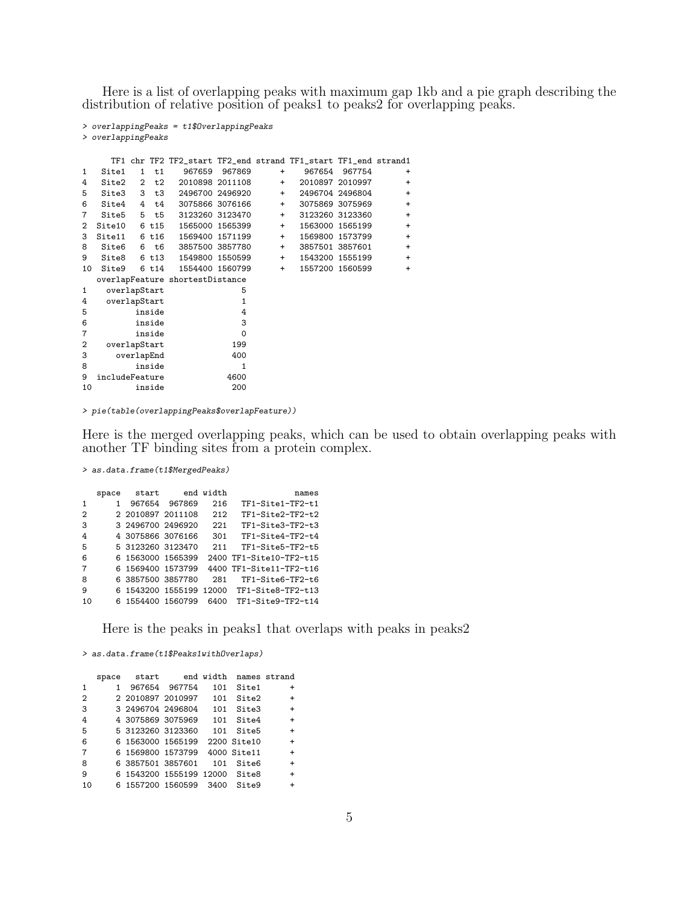Here is a list of overlapping peaks with maximum gap 1kb and a pie graph describing the distribution of relative position of peaks1 to peaks2 for overlapping peaks.

```
> overlappingPeaks = t1$OverlappingPeaks
> overlappingPeaks

      TF1 chr TF2 TF2_start TF2_end strand TF1_start TF1_end strand1
1   Site1   1  t1    967659  967869      +    967654  967754       +
4   Site2   2  t2   2010898 2011108      +   2010897 2010997       +
5   Site3   3  t3   2496700 2496920      +   2496704 2496804       +
6   Site4   4  t4   3075866 3076166      +   3075869 3075969       +
7   Site5   5  t5   3123260 3123470      +   3123260 3123360       +
2  Site10   6 t15   1565000 1565399      +   1563000 1565199       +
3  Site11   6 t16   1569400 1571199      +   1569800 1573799       +
8   Site6   6  t6   3857500 3857780      +   3857501 3857601       +
9   Site8   6 t13   1549800 1550599      +   1543200 1555199       +
10  Site9   6 t14   1554400 1560799      +   1557200 1560599       +
   overlapFeature shortestDistance
1    overlapStart                5
4    overlapStart                1
5          inside                4
6          inside                3
7          inside                0
2    overlapStart              199
3      overlapEnd              400
8          inside                1
9   includeFeature            4600
10         inside              200
```

```
> pie(table(overlappingPeaks$overlapFeature))
```

Here is the merged overlapping peaks, which can be used to obtain overlapping peaks with another TF binding sites from a protein complex.

```
> as.data.frame(t1$MergedPeaks)

   space   start     end width               names
1      1  967654  967869   216   TF1-Site1-TF2-t1
2      2 2010897 2011108   212   TF1-Site2-TF2-t2
3      3 2496700 2496920   221   TF1-Site3-TF2-t3
4      4 3075866 3076166   301   TF1-Site4-TF2-t4
5      5 3123260 3123470   211   TF1-Site5-TF2-t5
6      6 1563000 1565399  2400 TF1-Site10-TF2-t15
7      6 1569400 1573799  4400 TF1-Site11-TF2-t16
8      6 3857500 3857780   281   TF1-Site6-TF2-t6
9      6 1543200 1555199 12000  TF1-Site8-TF2-t13
10     6 1554400 1560799  6400  TF1-Site9-TF2-t14
```

Here is the peaks in peaks1 that overlaps with peaks in peaks2

```
> as.data.frame(t1$Peaks1withOverlaps)

   space   start     end width  names strand
1      1  967654  967754   101  Site1      +
2      2 2010897 2010997   101  Site2      +
3      3 2496704 2496804   101  Site3      +
4      4 3075869 3075969   101  Site4      +
5      5 3123260 3123360   101  Site5      +
6      6 1563000 1565199  2200 Site10      +
7      6 1569800 1573799  4000 Site11      +
8      6 3857501 3857601   101  Site6      +
9      6 1543200 1555199 12000  Site8      +
10     6 1557200 1560599  3400  Site9      +
```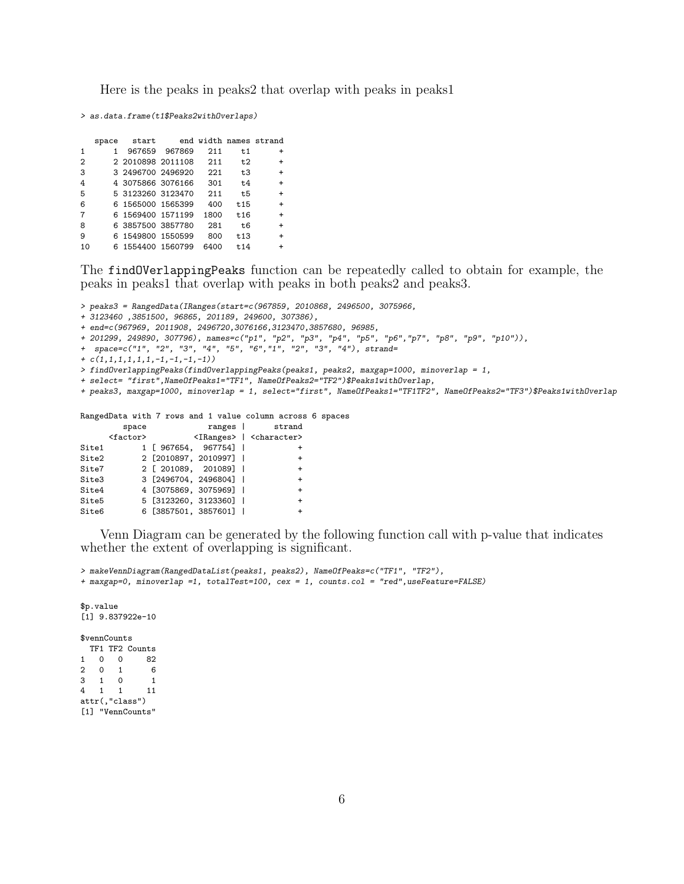Here is the peaks in peaks2 that overlap with peaks in peaks1

```
> as.data.frame(t1$Peaks2withOverlaps)

   space   start     end width names strand
1      1  967659  967869   211    t1      +
2      2 2010898 2011108   211    t2      +
3      3 2496700 2496920   221    t3      +
4      4 3075866 3076166   301    t4      +
5      5 3123260 3123470   211    t5      +
6      6 1565000 1565399   400   t15      +
7      6 1569400 1571199  1800   t16      +
8      6 3857500 3857780   281    t6      +
9      6 1549800 1550599   800   t13      +
10     6 1554400 1560799  6400   t14      +
```

The findOVerlappingPeaks function can be repeatedly called to obtain for example, the peaks in peaks1 that overlap with peaks in both peaks2 and peaks3.

```
> peaks3 = RangedData(IRanges(start=c(967859, 2010868, 2496500, 3075966,
+ 3123460 ,3851500, 96865, 201189, 249600, 307386),
+ end=c(967969, 2011908, 2496720,3076166,3123470,3857680, 96985,
+ 201299, 249890, 307796), names=c("p1", "p2", "p3", "p4", "p5", "p6","p7", "p8", "p9", "p10")),
+  space=c("1", "2", "3", "4", "5", "6","1", "2", "3", "4"), strand=
+ c(1,1,1,1,1,1,-1,-1,-1,-1))
> findOverlappingPeaks(findOverlappingPeaks(peaks1, peaks2, maxgap=1000, minoverlap = 1,
+ select= "first",NameOfPeaks1="TF1", NameOfPeaks2="TF2")$Peaks1withOverlap,
+ peaks3, maxgap=1000, minoverlap = 1, select="first", NameOfPeaks1="TF1TF2", NameOfPeaks2="TF3")$Peaks1withOverlap

RangedData with 7 rows and 1 value column across 6 spaces
         space             ranges |      strand
      <factor>          <IRanges> | <character>
Site1        1 [ 967654,  967754] |           +
Site2        2 [2010897, 2010997] |           +
Site7        2 [ 201089,  201089] |           +
Site3        3 [2496704, 2496804] |           +
Site4        4 [3075869, 3075969] |           +
Site5        5 [3123260, 3123360] |           +
Site6        6 [3857501, 3857601] |           +
```

Venn Diagram can be generated by the following function call with p-value that indicates whether the extent of overlapping is significant.

```
> makeVennDiagram(RangedDataList(peaks1, peaks2), NameOfPeaks=c("TF1", "TF2"),
+ maxgap=0, minoverlap =1, totalTest=100, cex = 1, counts.col = "red",useFeature=FALSE)

$p.value
[1] 9.837922e-10

$vennCounts
  TF1 TF2 Counts
1   0   0     82
2   0   1      6
3   1   0      1
4   1   1     11
attr(,"class")
[1] "VennCounts"
```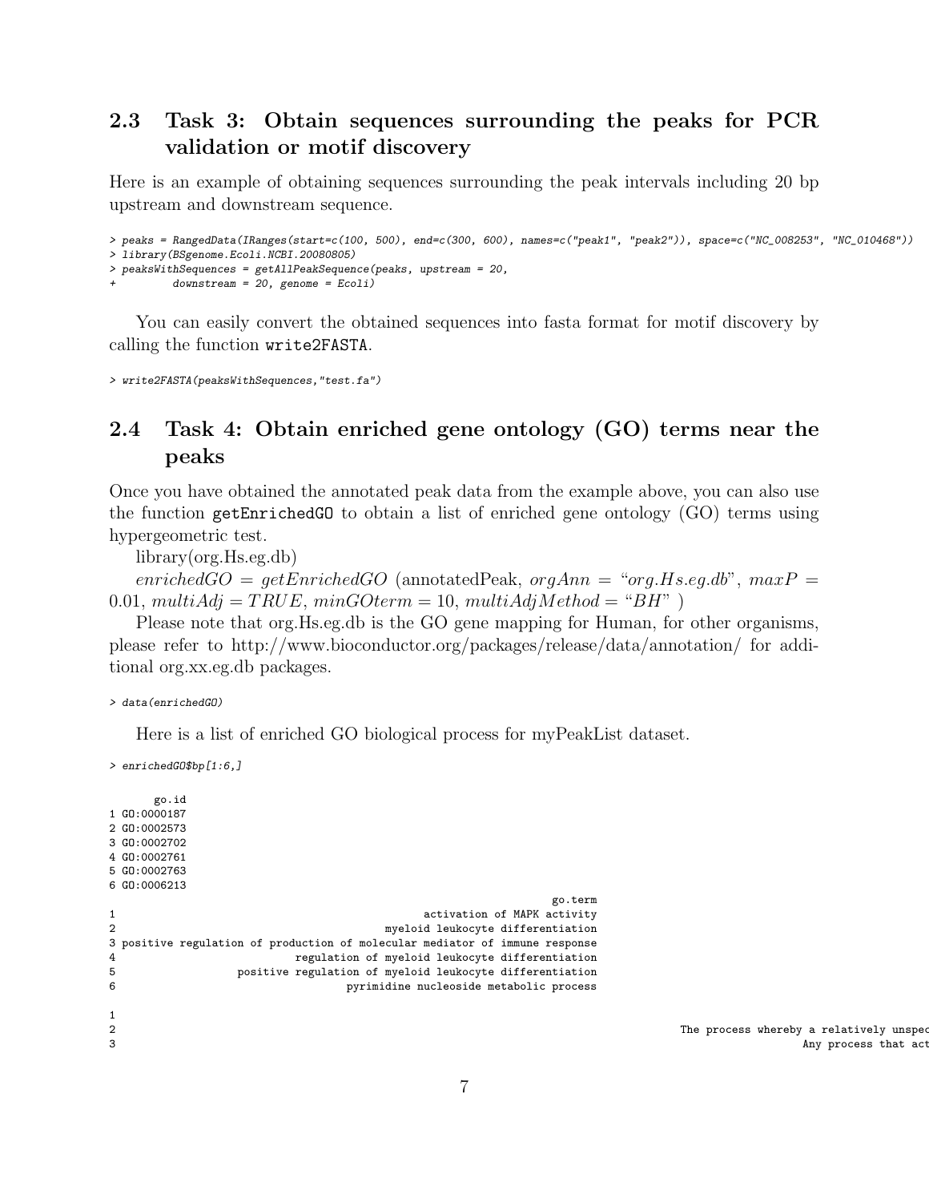### 2.3 Task 3: Obtain sequences surrounding the peaks for PCR validation or motif discovery

Here is an example of obtaining sequences surrounding the peak intervals including 20 bp upstream and downstream sequence.

```
> peaks = RangedData(IRanges(start=c(100, 500), end=c(300, 600), names=c("peak1", "peak2")), space=c("NC_008253", "NC_010468"))
> library(BSgenome.Ecoli.NCBI.20080805)
> peaksWithSequences = getAllPeakSequence(peaks, upstream = 20,
+        downstream = 20, genome = Ecoli)
```

You can easily convert the obtained sequences into fasta format for motif discovery by calling the function `write2FASTA`.

```
> write2FASTA(peaksWithSequences,"test.fa")
```

### 2.4 Task 4: Obtain enriched gene ontology (GO) terms near the peaks

Once you have obtained the annotated peak data from the example above, you can also use the function `getEnrichedGO` to obtain a list of enriched gene ontology (GO) terms using hypergeometric test.

library(org.Hs.eg.db)

*enrichedGO* = *getEnrichedGO* (annotatedPeak, *orgAnn* = "*org.Hs.eg.db*", *maxP* = 0.01, *multiAdj* = *TRUE*, *minGOterm* = 10, *multiAdjMethod* = "*BH*" )

Please note that org.Hs.eg.db is the GO gene mapping for Human, for other organisms, please refer to http://www.bioconductor.org/packages/release/data/annotation/ for additional org.xx.eg.db packages.

```
> data(enrichedGO)
```

Here is a list of enriched GO biological process for myPeakList dataset.

```
> enrichedGO$bp[1:6,]

       go.id
1 GO:0000187
2 GO:0002573
3 GO:0002702
4 GO:0002761
5 GO:0002763
6 GO:0006213
                                                              go.term
1                                          activation of MAPK activity
2                                     myeloid leukocyte differentiation
3 positive regulation of production of molecular mediator of immune response
4                           regulation of myeloid leukocyte differentiation
5                  positive regulation of myeloid leukocyte differentiation
6                                 pyrimidine nucleoside metabolic process

1
2                                                                                              The process whereby a relatively unspec
3                                                                                                                  Any process that act
```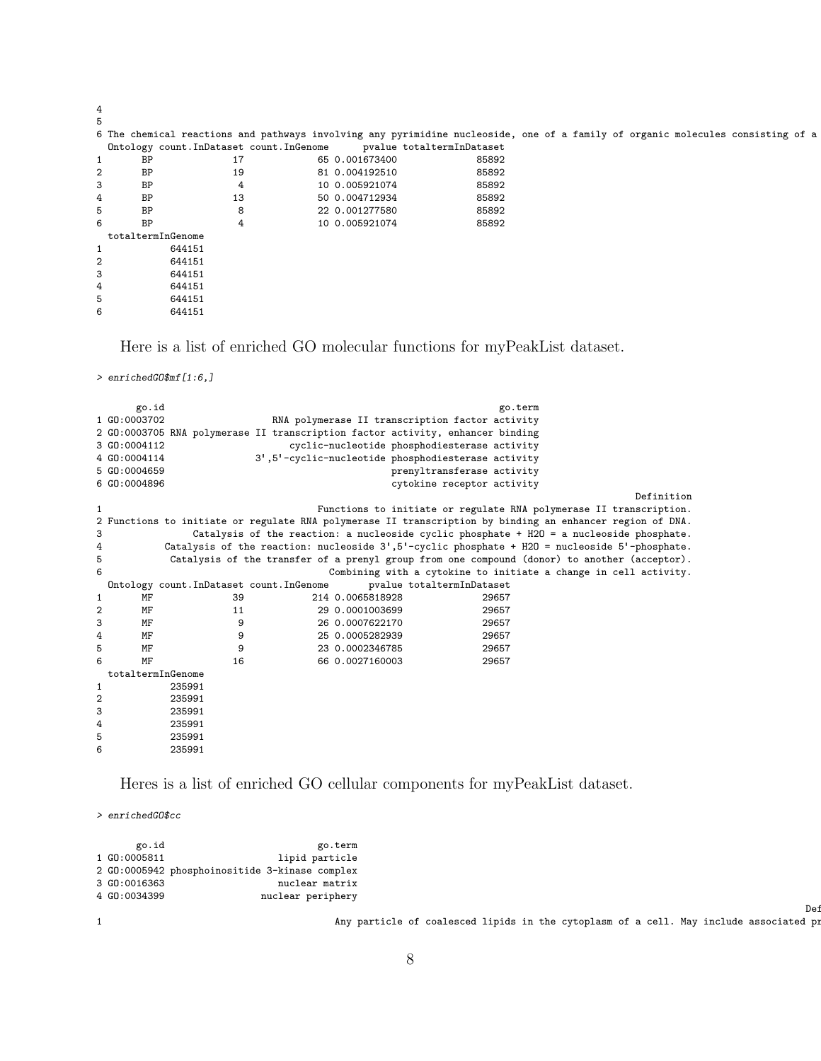```
4
5
6 The chemical reactions and pathways involving any pyrimidine nucleoside, one of a family of organic molecules consisting of a
  Ontology count.InDataset count.InGenome      pvalue totaltermInDataset
1       BP            17           65 0.001673400              85892
2       BP            19           81 0.004192510              85892
3       BP             4           10 0.005921074              85892
4       BP            13           50 0.004712934              85892
5       BP             8           22 0.001277580              85892
6       BP             4           10 0.005921074              85892
  totaltermInGenome
1            644151
2            644151
3            644151
4            644151
5            644151
6            644151
```

Here is a list of enriched GO molecular functions for myPeakList dataset.

```
> enrichedGO$mf[1:6,]

       go.id                                                      go.term
1 GO:0003702                   RNA polymerase II transcription factor activity
2 GO:0003705 RNA polymerase II transcription factor activity, enhancer binding
3 GO:0004112                        cyclic-nucleotide phosphodiesterase activity
4 GO:0004114                  3',5'-cyclic-nucleotide phosphodiesterase activity
5 GO:0004659                                         prenyltransferase activity
6 GO:0004896                                          cytokine receptor activity
                                                                                          Definition
1                                    Functions to initiate or regulate RNA polymerase II transcription.
2 Functions to initiate or regulate RNA polymerase II transcription by binding an enhancer region of DNA.
3               Catalysis of the reaction: a nucleoside cyclic phosphate + H2O = a nucleoside phosphate.
4          Catalysis of the reaction: nucleoside 3',5'-cyclic phosphate + H2O = nucleoside 5'-phosphate.
5           Catalysis of the transfer of a prenyl group from one compound (donor) to another (acceptor).
6                                   Combining with a cytokine to initiate a change in cell activity.
  Ontology count.InDataset count.InGenome       pvalue totaltermInDataset
1       MF            39          214 0.0065818928              29657
2       MF            11           29 0.0001003699              29657
3       MF             9           26 0.0007622170              29657
4       MF             9           25 0.0005282939              29657
5       MF             9           23 0.0002346785              29657
6       MF            16           66 0.0027160003              29657
  totaltermInGenome
1            235991
2            235991
3            235991
4            235991
5            235991
6            235991
```

Heres is a list of enriched GO cellular components for myPeakList dataset.

```
> enrichedGO$cc

       go.id                          go.term
1 GO:0005811                   lipid particle
2 GO:0005942 phosphoinositide 3-kinase complex
3 GO:0016363                   nuclear matrix
4 GO:0034399                nuclear periphery
                                                                                                    Def
1                                        Any particle of coalesced lipids in the cytoplasm of a cell. May include associated pr
```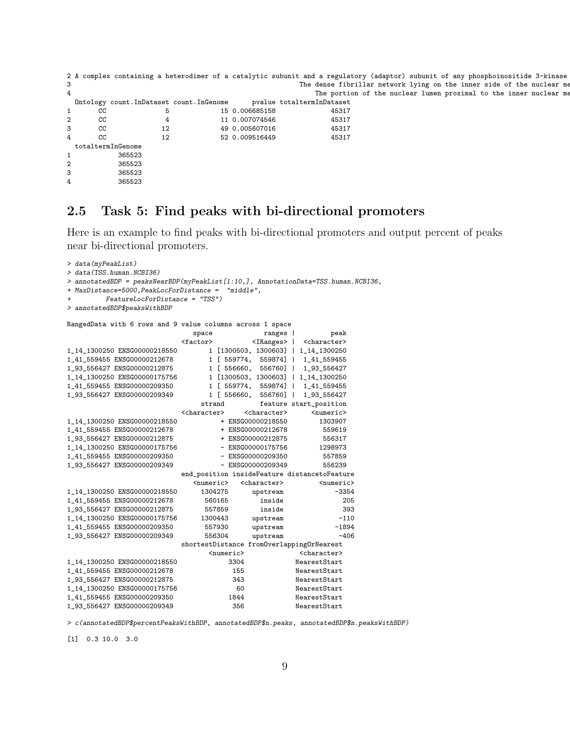```
2 A complex containing a heterodimer of a catalytic subunit and a regulatory (adaptor) subunit of any phosphoinositide 3-kinase
3                                                   The dense fibrillar network lying on the inner side of the nuclear me
4                                                       The portion of the nuclear lumen proximal to the inner nuclear me
  Ontology count.InDataset count.InGenome      pvalue totaltermInDataset
1       CC               5             15 0.006685158              45317
2       CC               4             11 0.007074546              45317
3       CC              12             49 0.005607016              45317
4       CC              12             52 0.009516449              45317
  totaltermInGenome
1            365523
2            365523
3            365523
4            365523
```

## 2.5 Task 5: Find peaks with bi-directional promoters

Here is an example to find peaks with bi-directional promoters and output percent of peaks near bi-directional promoters.

```
> data(myPeakList)
> data(TSS.human.NCBI36)
> annotatedBDP = peaksNearBDP(myPeakList[1:10,], AnnotationData=TSS.human.NCBI36,
+ MaxDistance=5000,PeakLocForDistance =  "middle",
+         FeatureLocForDistance = "TSS")
> annotatedBDP$peaksWithBDP
```

```
RangedData with 6 rows and 9 value columns across 1 space
                                 space             ranges |         peak
                              <factor>          <IRanges> |  <character>
1_14_1300250 ENSG00000218550         1 [1300503, 1300603] | 1_14_1300250
1_41_559455 ENSG00000212678          1 [ 559774,  559874] |  1_41_559455
1_93_556427 ENSG00000212875          1 [ 556660,  556760] |  1_93_556427
1_14_1300250 ENSG00000175756         1 [1300503, 1300603] | 1_14_1300250
1_41_559455 ENSG00000209350          1 [ 559774,  559874] |  1_41_559455
1_93_556427 ENSG00000209349          1 [ 556660,  556760] |  1_93_556427
                                strand         feature start_position
                           <character>     <character>      <numeric>
1_14_1300250 ENSG00000218550           + ENSG00000218550        1303907
1_41_559455 ENSG00000212678            + ENSG00000212678         559619
1_93_556427 ENSG00000212875            + ENSG00000212875         556317
1_14_1300250 ENSG00000175756           - ENSG00000175756        1298973
1_41_559455 ENSG00000209350            - ENSG00000209350         557859
1_93_556427 ENSG00000209349            - ENSG00000209349         556239
                           end_position insideFeature distancetoFeature
                              <numeric>   <character>         <numeric>
1_14_1300250 ENSG00000218550      1304275      upstream             -3354
1_41_559455 ENSG00000212678        560165        inside               205
1_93_556427 ENSG00000212875        557859        inside               393
1_14_1300250 ENSG00000175756      1300443      upstream              -110
1_41_559455 ENSG00000209350        557930      upstream             -1894
1_93_556427 ENSG00000209349        556304      upstream              -406
                           shortestDistance fromOverlappingOrNearest
                                  <numeric>              <character>
1_14_1300250 ENSG00000218550             3304             NearestStart
1_41_559455 ENSG00000212678               155             NearestStart
1_93_556427 ENSG00000212875               343             NearestStart
1_14_1300250 ENSG00000175756               60             NearestStart
1_41_559455 ENSG00000209350              1844             NearestStart
1_93_556427 ENSG00000209349               356             NearestStart
```

```
> c(annotatedBDP$percentPeaksWithBDP, annotatedBDP$n.peaks, annotatedBDP$n.peaksWithBDP)
```

```
[1]  0.3 10.0  3.0
```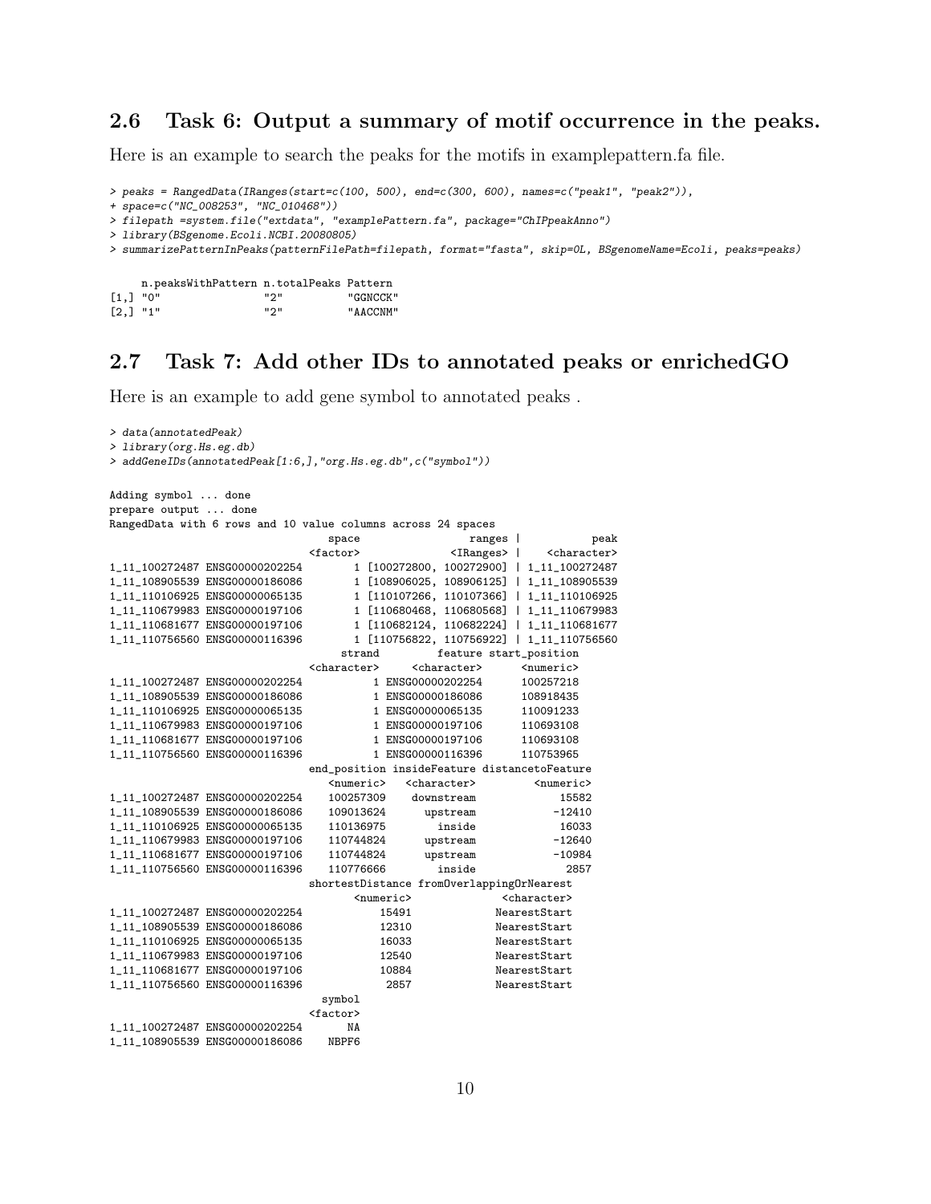## 2.6 Task 6: Output a summary of motif occurrence in the peaks.

Here is an example to search the peaks for the motifs in examplepattern.fa file.

```
> peaks = RangedData(IRanges(start=c(100, 500), end=c(300, 600), names=c("peak1", "peak2")),
+ space=c("NC_008253", "NC_010468"))
> filepath =system.file("extdata", "examplePattern.fa", package="ChIPpeakAnno")
> library(BSgenome.Ecoli.NCBI.20080805)
> summarizePatternInPeaks(patternFilePath=filepath, format="fasta", skip=0L, BSgenomeName=Ecoli, peaks=peaks)
```

```
     n.peaksWithPattern n.totalPeaks Pattern
[1,] "0"                "2"          "GGNCCK"
[2,] "1"                "2"          "AACCNM"
```

## 2.7 Task 7: Add other IDs to annotated peaks or enrichedGO

Here is an example to add gene symbol to annotated peaks .

```
> data(annotatedPeak)
> library(org.Hs.eg.db)
> addGeneIDs(annotatedPeak[1:6,],"org.Hs.eg.db",c("symbol"))
```

```
Adding symbol ... done
prepare output ... done
RangedData with 6 rows and 10 value columns across 24 spaces
                                  space                 ranges |            peak
                               <factor>              <IRanges> |     <character>
1_11_100272487 ENSG00000202254        1 [100272800, 100272900] | 1_11_100272487
1_11_108905539 ENSG00000186086        1 [108906025, 108906125] | 1_11_108905539
1_11_110106925 ENSG00000065135        1 [110107266, 110107366] | 1_11_110106925
1_11_110679983 ENSG00000197106        1 [110680468, 110680568] | 1_11_110679983
1_11_110681677 ENSG00000197106        1 [110682124, 110682224] | 1_11_110681677
1_11_110756560 ENSG00000116396        1 [110756822, 110756922] | 1_11_110756560
                                   strand         feature start_position
                               <character>     <character>      <numeric>
1_11_100272487 ENSG00000202254           1 ENSG00000202254      100257218
1_11_108905539 ENSG00000186086           1 ENSG00000186086      108918435
1_11_110106925 ENSG00000065135           1 ENSG00000065135      110091233
1_11_110679983 ENSG00000197106           1 ENSG00000197106      110693108
1_11_110681677 ENSG00000197106           1 ENSG00000197106      110693108
1_11_110756560 ENSG00000116396           1 ENSG00000116396      110753965
                               end_position insideFeature distancetoFeature
                                  <numeric>   <character>         <numeric>
1_11_100272487 ENSG00000202254    100257309    downstream             15582
1_11_108905539 ENSG00000186086    109013624      upstream            -12410
1_11_110106925 ENSG00000065135    110136975        inside             16033
1_11_110679983 ENSG00000197106    110744824      upstream            -12640
1_11_110681677 ENSG00000197106    110744824      upstream            -10984
1_11_110756560 ENSG00000116396    110776666        inside              2857
                               shortestDistance fromOverlappingOrNearest
                                      <numeric>              <character>
1_11_100272487 ENSG00000202254            15491             NearestStart
1_11_108905539 ENSG00000186086            12310             NearestStart
1_11_110106925 ENSG00000065135            16033             NearestStart
1_11_110679983 ENSG00000197106            12540             NearestStart
1_11_110681677 ENSG00000197106            10884             NearestStart
1_11_110756560 ENSG00000116396             2857             NearestStart
                                 symbol
                               <factor>
1_11_100272487 ENSG00000202254       NA
1_11_108905539 ENSG00000186086    NBPF6
```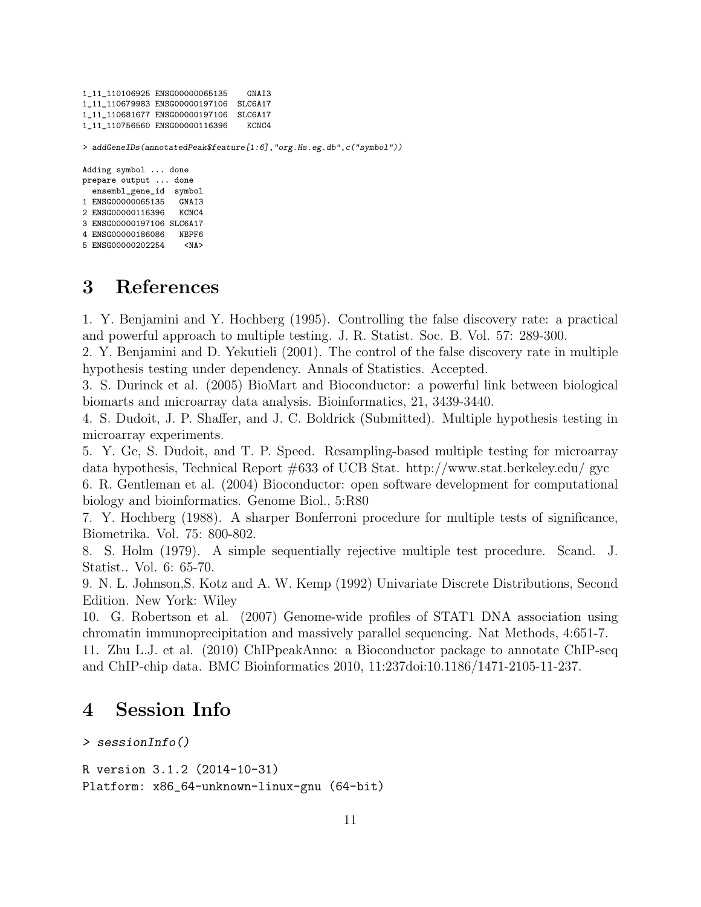```
1_11_110106925 ENSG00000065135    GNAI3
1_11_110679983 ENSG00000197106  SLC6A17
1_11_110681677 ENSG00000197106  SLC6A17
1_11_110756560 ENSG00000116396    KCNC4
```

```
> addGeneIDs(annotatedPeak$feature[1:6],"org.Hs.eg.db",c("symbol"))
```

```
Adding symbol ... done
prepare output ... done
  ensembl_gene_id  symbol
1 ENSG00000065135   GNAI3
2 ENSG00000116396   KCNC4
3 ENSG00000197106 SLC6A17
4 ENSG00000186086   NBPF6
5 ENSG00000202254    <NA>
```

# 3 References

1. Y. Benjamini and Y. Hochberg (1995). Controlling the false discovery rate: a practical and powerful approach to multiple testing. J. R. Statist. Soc. B. Vol. 57: 289-300.
2. Y. Benjamini and D. Yekutieli (2001). The control of the false discovery rate in multiple hypothesis testing under dependency. Annals of Statistics. Accepted.
3. S. Durinck et al. (2005) BioMart and Bioconductor: a powerful link between biological biomarts and microarray data analysis. Bioinformatics, 21, 3439-3440.
4. S. Dudoit, J. P. Shaffer, and J. C. Boldrick (Submitted). Multiple hypothesis testing in microarray experiments.
5. Y. Ge, S. Dudoit, and T. P. Speed. Resampling-based multiple testing for microarray data hypothesis, Technical Report #633 of UCB Stat. http://www.stat.berkeley.edu/ gyc
6. R. Gentleman et al. (2004) Bioconductor: open software development for computational biology and bioinformatics. Genome Biol., 5:R80
7. Y. Hochberg (1988). A sharper Bonferroni procedure for multiple tests of significance, Biometrika. Vol. 75: 800-802.
8. S. Holm (1979). A simple sequentially rejective multiple test procedure. Scand. J. Statist.. Vol. 6: 65-70.
9. N. L. Johnson,S. Kotz and A. W. Kemp (1992) Univariate Discrete Distributions, Second Edition. New York: Wiley
10. G. Robertson et al. (2007) Genome-wide profiles of STAT1 DNA association using chromatin immunoprecipitation and massively parallel sequencing. Nat Methods, 4:651-7.
11. Zhu L.J. et al. (2010) ChIPpeakAnno: a Bioconductor package to annotate ChIP-seq and ChIP-chip data. BMC Bioinformatics 2010, 11:237doi:10.1186/1471-2105-11-237.

# 4 Session Info

```
> sessionInfo()
```

```
R version 3.1.2 (2014-10-31)
Platform: x86_64-unknown-linux-gnu (64-bit)
```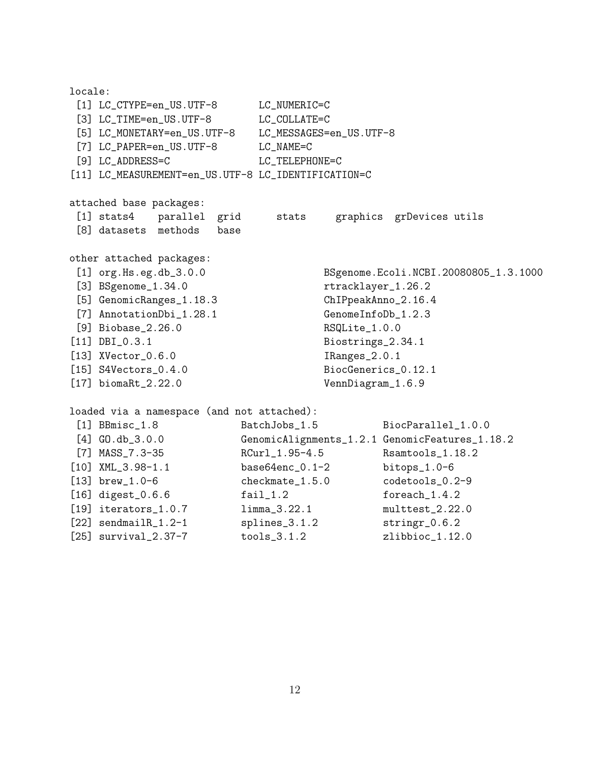```
locale:
 [1] LC_CTYPE=en_US.UTF-8       LC_NUMERIC=C
 [3] LC_TIME=en_US.UTF-8        LC_COLLATE=C
 [5] LC_MONETARY=en_US.UTF-8    LC_MESSAGES=en_US.UTF-8
 [7] LC_PAPER=en_US.UTF-8       LC_NAME=C
 [9] LC_ADDRESS=C               LC_TELEPHONE=C
[11] LC_MEASUREMENT=en_US.UTF-8 LC_IDENTIFICATION=C

attached base packages:
 [1] stats4    parallel  grid      stats     graphics  grDevices utils
 [8] datasets  methods   base

other attached packages:
 [1] org.Hs.eg.db_3.0.0                  BSgenome.Ecoli.NCBI.20080805_1.3.1000
 [3] BSgenome_1.34.0                     rtracklayer_1.26.2
 [5] GenomicRanges_1.18.3                ChIPpeakAnno_2.16.4
 [7] AnnotationDbi_1.28.1                GenomeInfoDb_1.2.3
 [9] Biobase_2.26.0                      RSQLite_1.0.0
[11] DBI_0.3.1                           Biostrings_2.34.1
[13] XVector_0.6.0                       IRanges_2.0.1
[15] S4Vectors_0.4.0                     BiocGenerics_0.12.1
[17] biomaRt_2.22.0                      VennDiagram_1.6.9

loaded via a namespace (and not attached):
 [1] BBmisc_1.8             BatchJobs_1.5          BiocParallel_1.0.0
 [4] GO.db_3.0.0            GenomicAlignments_1.2.1 GenomicFeatures_1.18.2
 [7] MASS_7.3-35            RCurl_1.95-4.5         Rsamtools_1.18.2
[10] XML_3.98-1.1           base64enc_0.1-2        bitops_1.0-6
[13] brew_1.0-6             checkmate_1.5.0        codetools_0.2-9
[16] digest_0.6.6           fail_1.2               foreach_1.4.2
[19] iterators_1.0.7        limma_3.22.1           multtest_2.22.0
[22] sendmailR_1.2-1        splines_3.1.2          stringr_0.6.2
[25] survival_2.37-7        tools_3.1.2            zlibbioc_1.12.0
```